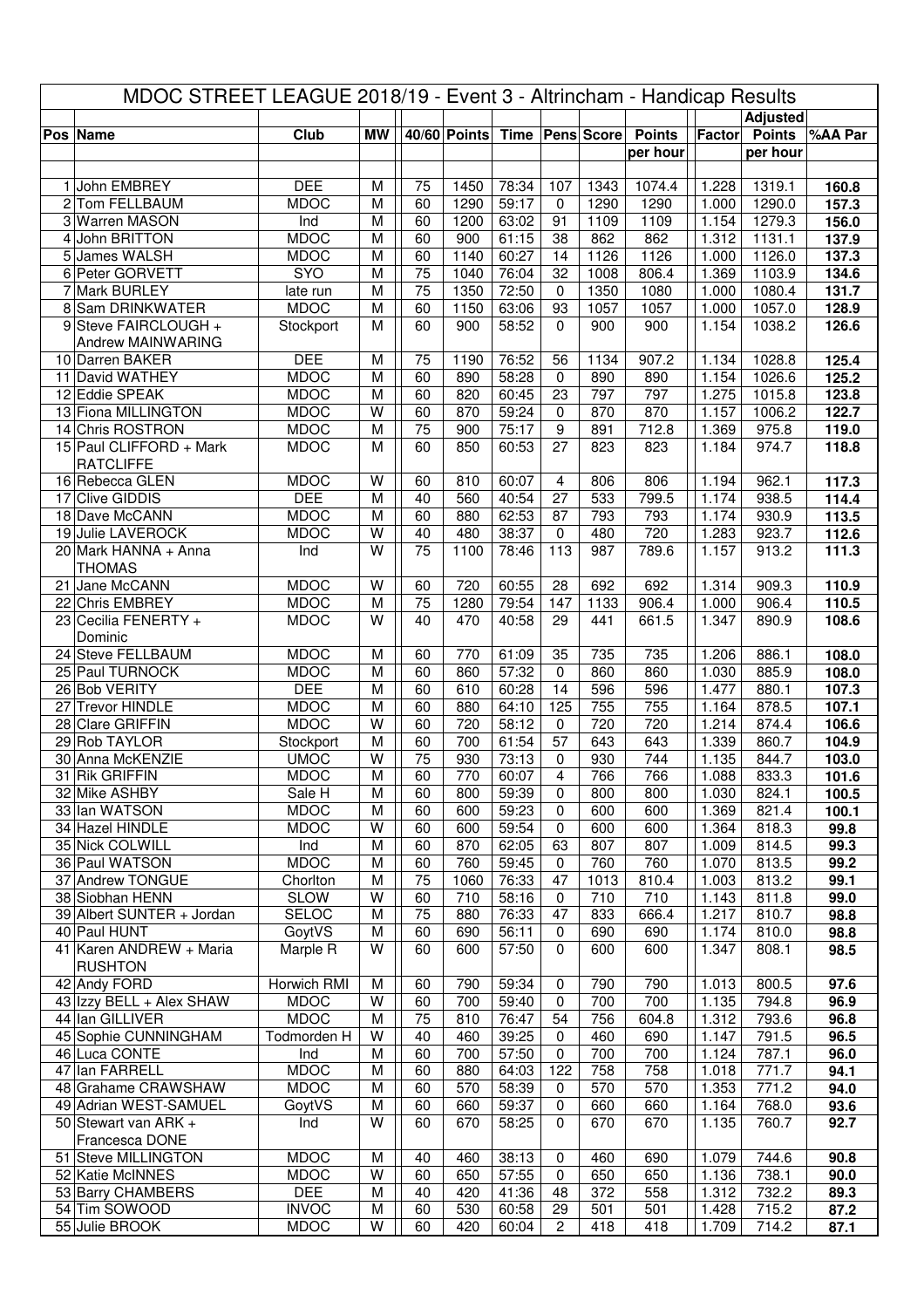# MDOC STREET LEAGUE 2018/19 - Event 3 - Altrincham - Handicap Results

| Pos | Name | Club | MW | 40/60 | Points | Time | Pens | Score | Points per hour | Factor | Adjusted Points per hour | %AA Par |
|---|---|---|---|---|---|---|---|---|---|---|---|---|
| 1 | John EMBREY | DEE | M | 75 | 1450 | 78:34 | 107 | 1343 | 1074.4 | 1.228 | 1319.1 | 160.8 |
| 2 | Tom FELLBAUM | MDOC | M | 60 | 1290 | 59:17 | 0 | 1290 | 1290 | 1.000 | 1290.0 | 157.3 |
| 3 | Warren MASON | Ind | M | 60 | 1200 | 63:02 | 91 | 1109 | 1109 | 1.154 | 1279.3 | 156.0 |
| 4 | John BRITTON | MDOC | M | 60 | 900 | 61:15 | 38 | 862 | 862 | 1.312 | 1131.1 | 137.9 |
| 5 | James WALSH | MDOC | M | 60 | 1140 | 60:27 | 14 | 1126 | 1126 | 1.000 | 1126.0 | 137.3 |
| 6 | Peter GORVETT | SYO | M | 75 | 1040 | 76:04 | 32 | 1008 | 806.4 | 1.369 | 1103.9 | 134.6 |
| 7 | Mark BURLEY | late run | M | 75 | 1350 | 72:50 | 0 | 1350 | 1080 | 1.000 | 1080.4 | 131.7 |
| 8 | Sam DRINKWATER | MDOC | M | 60 | 1150 | 63:06 | 93 | 1057 | 1057 | 1.000 | 1057.0 | 128.9 |
| 9 | Steve FAIRCLOUGH + Andrew MAINWARING | Stockport | M | 60 | 900 | 58:52 | 0 | 900 | 900 | 1.154 | 1038.2 | 126.6 |
| 10 | Darren BAKER | DEE | M | 75 | 1190 | 76:52 | 56 | 1134 | 907.2 | 1.134 | 1028.8 | 125.4 |
| 11 | David WATHEY | MDOC | M | 60 | 890 | 58:28 | 0 | 890 | 890 | 1.154 | 1026.6 | 125.2 |
| 12 | Eddie SPEAK | MDOC | M | 60 | 820 | 60:45 | 23 | 797 | 797 | 1.275 | 1015.8 | 123.8 |
| 13 | Fiona MILLINGTON | MDOC | W | 60 | 870 | 59:24 | 0 | 870 | 870 | 1.157 | 1006.2 | 122.7 |
| 14 | Chris ROSTRON | MDOC | M | 75 | 900 | 75:17 | 9 | 891 | 712.8 | 1.369 | 975.8 | 119.0 |
| 15 | Paul CLIFFORD + Mark RATCLIFFE | MDOC | M | 60 | 850 | 60:53 | 27 | 823 | 823 | 1.184 | 974.7 | 118.8 |
| 16 | Rebecca GLEN | MDOC | W | 60 | 810 | 60:07 | 4 | 806 | 806 | 1.194 | 962.1 | 117.3 |
| 17 | Clive GIDDIS | DEE | M | 40 | 560 | 40:54 | 27 | 533 | 799.5 | 1.174 | 938.5 | 114.4 |
| 18 | Dave McCANN | MDOC | M | 60 | 880 | 62:53 | 87 | 793 | 793 | 1.174 | 930.9 | 113.5 |
| 19 | Julie LAVEROCK | MDOC | W | 40 | 480 | 38:37 | 0 | 480 | 720 | 1.283 | 923.7 | 112.6 |
| 20 | Mark HANNA + Anna THOMAS | Ind | W | 75 | 1100 | 78:46 | 113 | 987 | 789.6 | 1.157 | 913.2 | 111.3 |
| 21 | Jane McCANN | MDOC | W | 60 | 720 | 60:55 | 28 | 692 | 692 | 1.314 | 909.3 | 110.9 |
| 22 | Chris EMBREY | MDOC | M | 75 | 1280 | 79:54 | 147 | 1133 | 906.4 | 1.000 | 906.4 | 110.5 |
| 23 | Cecilia FENERTY + Dominic | MDOC | W | 40 | 470 | 40:58 | 29 | 441 | 661.5 | 1.347 | 890.9 | 108.6 |
| 24 | Steve FELLBAUM | MDOC | M | 60 | 770 | 61:09 | 35 | 735 | 735 | 1.206 | 886.1 | 108.0 |
| 25 | Paul TURNOCK | MDOC | M | 60 | 860 | 57:32 | 0 | 860 | 860 | 1.030 | 885.9 | 108.0 |
| 26 | Bob VERITY | DEE | M | 60 | 610 | 60:28 | 14 | 596 | 596 | 1.477 | 880.1 | 107.3 |
| 27 | Trevor HINDLE | MDOC | M | 60 | 880 | 64:10 | 125 | 755 | 755 | 1.164 | 878.5 | 107.1 |
| 28 | Clare GRIFFIN | MDOC | W | 60 | 720 | 58:12 | 0 | 720 | 720 | 1.214 | 874.4 | 106.6 |
| 29 | Rob TAYLOR | Stockport | M | 60 | 700 | 61:54 | 57 | 643 | 643 | 1.339 | 860.7 | 104.9 |
| 30 | Anna McKENZIE | UMOC | W | 75 | 930 | 73:13 | 0 | 930 | 744 | 1.135 | 844.7 | 103.0 |
| 31 | Rik GRIFFIN | MDOC | M | 60 | 770 | 60:07 | 4 | 766 | 766 | 1.088 | 833.3 | 101.6 |
| 32 | Mike ASHBY | Sale H | M | 60 | 800 | 59:39 | 0 | 800 | 800 | 1.030 | 824.1 | 100.5 |
| 33 | Ian WATSON | MDOC | M | 60 | 600 | 59:23 | 0 | 600 | 600 | 1.369 | 821.4 | 100.1 |
| 34 | Hazel HINDLE | MDOC | W | 60 | 600 | 59:54 | 0 | 600 | 600 | 1.364 | 818.3 | 99.8 |
| 35 | Nick COLWILL | Ind | M | 60 | 870 | 62:05 | 63 | 807 | 807 | 1.009 | 814.5 | 99.3 |
| 36 | Paul WATSON | MDOC | M | 60 | 760 | 59:45 | 0 | 760 | 760 | 1.070 | 813.5 | 99.2 |
| 37 | Andrew TONGUE | Chorlton | M | 75 | 1060 | 76:33 | 47 | 1013 | 810.4 | 1.003 | 813.2 | 99.1 |
| 38 | Siobhan HENN | SLOW | W | 60 | 710 | 58:16 | 0 | 710 | 710 | 1.143 | 811.8 | 99.0 |
| 39 | Albert SUNTER + Jordan | SELOC | M | 75 | 880 | 76:33 | 47 | 833 | 666.4 | 1.217 | 810.7 | 98.8 |
| 40 | Paul HUNT | GoytVS | M | 60 | 690 | 56:11 | 0 | 690 | 690 | 1.174 | 810.0 | 98.8 |
| 41 | Karen ANDREW + Maria RUSHTON | Marple R | W | 60 | 600 | 57:50 | 0 | 600 | 600 | 1.347 | 808.1 | 98.5 |
| 42 | Andy FORD | Horwich RMI | M | 60 | 790 | 59:34 | 0 | 790 | 790 | 1.013 | 800.5 | 97.6 |
| 43 | Izzy BELL + Alex SHAW | MDOC | W | 60 | 700 | 59:40 | 0 | 700 | 700 | 1.135 | 794.8 | 96.9 |
| 44 | Ian GILLIVER | MDOC | M | 75 | 810 | 76:47 | 54 | 756 | 604.8 | 1.312 | 793.6 | 96.8 |
| 45 | Sophie CUNNINGHAM | Todmorden H | W | 40 | 460 | 39:25 | 0 | 460 | 690 | 1.147 | 791.5 | 96.5 |
| 46 | Luca CONTE | Ind | M | 60 | 700 | 57:50 | 0 | 700 | 700 | 1.124 | 787.1 | 96.0 |
| 47 | Ian FARRELL | MDOC | M | 60 | 880 | 64:03 | 122 | 758 | 758 | 1.018 | 771.7 | 94.1 |
| 48 | Grahame CRAWSHAW | MDOC | M | 60 | 570 | 58:39 | 0 | 570 | 570 | 1.353 | 771.2 | 94.0 |
| 49 | Adrian WEST-SAMUEL | GoytVS | M | 60 | 660 | 59:37 | 0 | 660 | 660 | 1.164 | 768.0 | 93.6 |
| 50 | Stewart van ARK + Francesca DONE | Ind | W | 60 | 670 | 58:25 | 0 | 670 | 670 | 1.135 | 760.7 | 92.7 |
| 51 | Steve MILLINGTON | MDOC | M | 40 | 460 | 38:13 | 0 | 460 | 690 | 1.079 | 744.6 | 90.8 |
| 52 | Katie McINNES | MDOC | W | 60 | 650 | 57:55 | 0 | 650 | 650 | 1.136 | 738.1 | 90.0 |
| 53 | Barry CHAMBERS | DEE | M | 40 | 420 | 41:36 | 48 | 372 | 558 | 1.312 | 732.2 | 89.3 |
| 54 | Tim SOWOOD | INVOC | M | 60 | 530 | 60:58 | 29 | 501 | 501 | 1.428 | 715.2 | 87.2 |
| 55 | Julie BROOK | MDOC | W | 60 | 420 | 60:04 | 2 | 418 | 418 | 1.709 | 714.2 | 87.1 |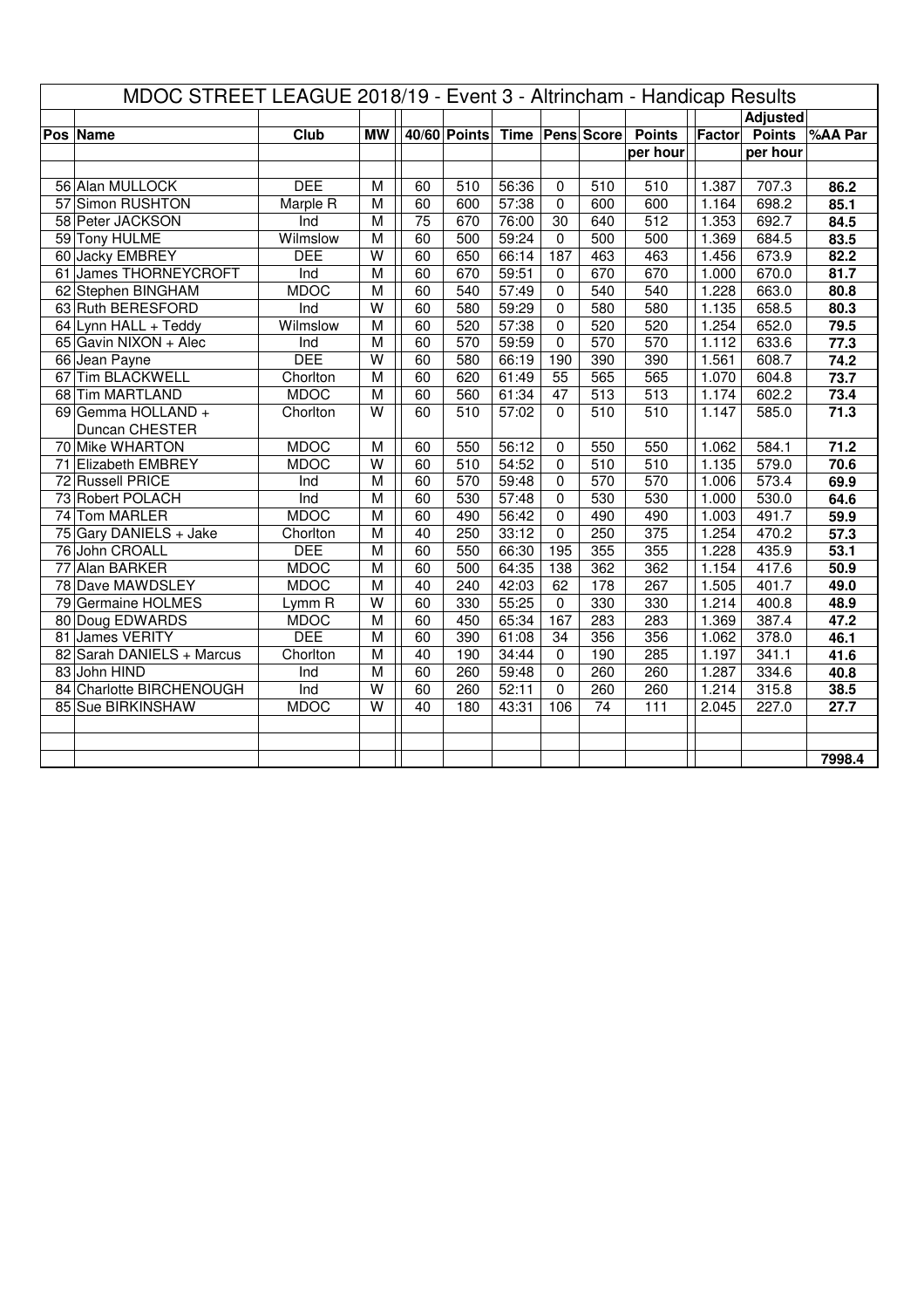# MDOC STREET LEAGUE 2018/19 - Event 3 - Altrincham - Handicap Results

| Pos | Name | Club | MW | 40/60 | Points | Time | Pens | Score | Points per hour | Factor | Adjusted Points per hour | %AA Par |
|---|---|---|---|---|---|---|---|---|---|---|---|---|
| 56 | Alan MULLOCK | DEE | M | 60 | 510 | 56:36 | 0 | 510 | 510 | 1.387 | 707.3 | **86.2** |
| 57 | Simon RUSHTON | Marple R | M | 60 | 600 | 57:38 | 0 | 600 | 600 | 1.164 | 698.2 | **85.1** |
| 58 | Peter JACKSON | Ind | M | 75 | 670 | 76:00 | 30 | 640 | 512 | 1.353 | 692.7 | **84.5** |
| 59 | Tony HULME | Wilmslow | M | 60 | 500 | 59:24 | 0 | 500 | 500 | 1.369 | 684.5 | **83.5** |
| 60 | Jacky EMBREY | DEE | W | 60 | 650 | 66:14 | 187 | 463 | 463 | 1.456 | 673.9 | **82.2** |
| 61 | James THORNEYCROFT | Ind | M | 60 | 670 | 59:51 | 0 | 670 | 670 | 1.000 | 670.0 | **81.7** |
| 62 | Stephen BINGHAM | MDOC | M | 60 | 540 | 57:49 | 0 | 540 | 540 | 1.228 | 663.0 | **80.8** |
| 63 | Ruth BERESFORD | Ind | W | 60 | 580 | 59:29 | 0 | 580 | 580 | 1.135 | 658.5 | **80.3** |
| 64 | Lynn HALL + Teddy | Wilmslow | M | 60 | 520 | 57:38 | 0 | 520 | 520 | 1.254 | 652.0 | **79.5** |
| 65 | Gavin NIXON + Alec | Ind | M | 60 | 570 | 59:59 | 0 | 570 | 570 | 1.112 | 633.6 | **77.3** |
| 66 | Jean Payne | DEE | W | 60 | 580 | 66:19 | 190 | 390 | 390 | 1.561 | 608.7 | **74.2** |
| 67 | Tim BLACKWELL | Chorlton | M | 60 | 620 | 61:49 | 55 | 565 | 565 | 1.070 | 604.8 | **73.7** |
| 68 | Tim MARTLAND | MDOC | M | 60 | 560 | 61:34 | 47 | 513 | 513 | 1.174 | 602.2 | **73.4** |
| 69 | Gemma HOLLAND + Duncan CHESTER | Chorlton | W | 60 | 510 | 57:02 | 0 | 510 | 510 | 1.147 | 585.0 | **71.3** |
| 70 | Mike WHARTON | MDOC | M | 60 | 550 | 56:12 | 0 | 550 | 550 | 1.062 | 584.1 | **71.2** |
| 71 | Elizabeth EMBREY | MDOC | W | 60 | 510 | 54:52 | 0 | 510 | 510 | 1.135 | 579.0 | **70.6** |
| 72 | Russell PRICE | Ind | M | 60 | 570 | 59:48 | 0 | 570 | 570 | 1.006 | 573.4 | **69.9** |
| 73 | Robert POLACH | Ind | M | 60 | 530 | 57:48 | 0 | 530 | 530 | 1.000 | 530.0 | **64.6** |
| 74 | Tom MARLER | MDOC | M | 60 | 490 | 56:42 | 0 | 490 | 490 | 1.003 | 491.7 | **59.9** |
| 75 | Gary DANIELS + Jake | Chorlton | M | 40 | 250 | 33:12 | 0 | 250 | 375 | 1.254 | 470.2 | **57.3** |
| 76 | John CROALL | DEE | M | 60 | 550 | 66:30 | 195 | 355 | 355 | 1.228 | 435.9 | **53.1** |
| 77 | Alan BARKER | MDOC | M | 60 | 500 | 64:35 | 138 | 362 | 362 | 1.154 | 417.6 | **50.9** |
| 78 | Dave MAWDSLEY | MDOC | M | 40 | 240 | 42:03 | 62 | 178 | 267 | 1.505 | 401.7 | **49.0** |
| 79 | Germaine HOLMES | Lymm R | W | 60 | 330 | 55:25 | 0 | 330 | 330 | 1.214 | 400.8 | **48.9** |
| 80 | Doug EDWARDS | MDOC | M | 60 | 450 | 65:34 | 167 | 283 | 283 | 1.369 | 387.4 | **47.2** |
| 81 | James VERITY | DEE | M | 60 | 390 | 61:08 | 34 | 356 | 356 | 1.062 | 378.0 | **46.1** |
| 82 | Sarah DANIELS + Marcus | Chorlton | M | 40 | 190 | 34:44 | 0 | 190 | 285 | 1.197 | 341.1 | **41.6** |
| 83 | John HIND | Ind | M | 60 | 260 | 59:48 | 0 | 260 | 260 | 1.287 | 334.6 | **40.8** |
| 84 | Charlotte BIRCHENOUGH | Ind | W | 60 | 260 | 52:11 | 0 | 260 | 260 | 1.214 | 315.8 | **38.5** |
| 85 | Sue BIRKINSHAW | MDOC | W | 40 | 180 | 43:31 | 106 | 74 | 111 | 2.045 | 227.0 | **27.7** |
| | | | | | | | | | | | | **7998.4** |